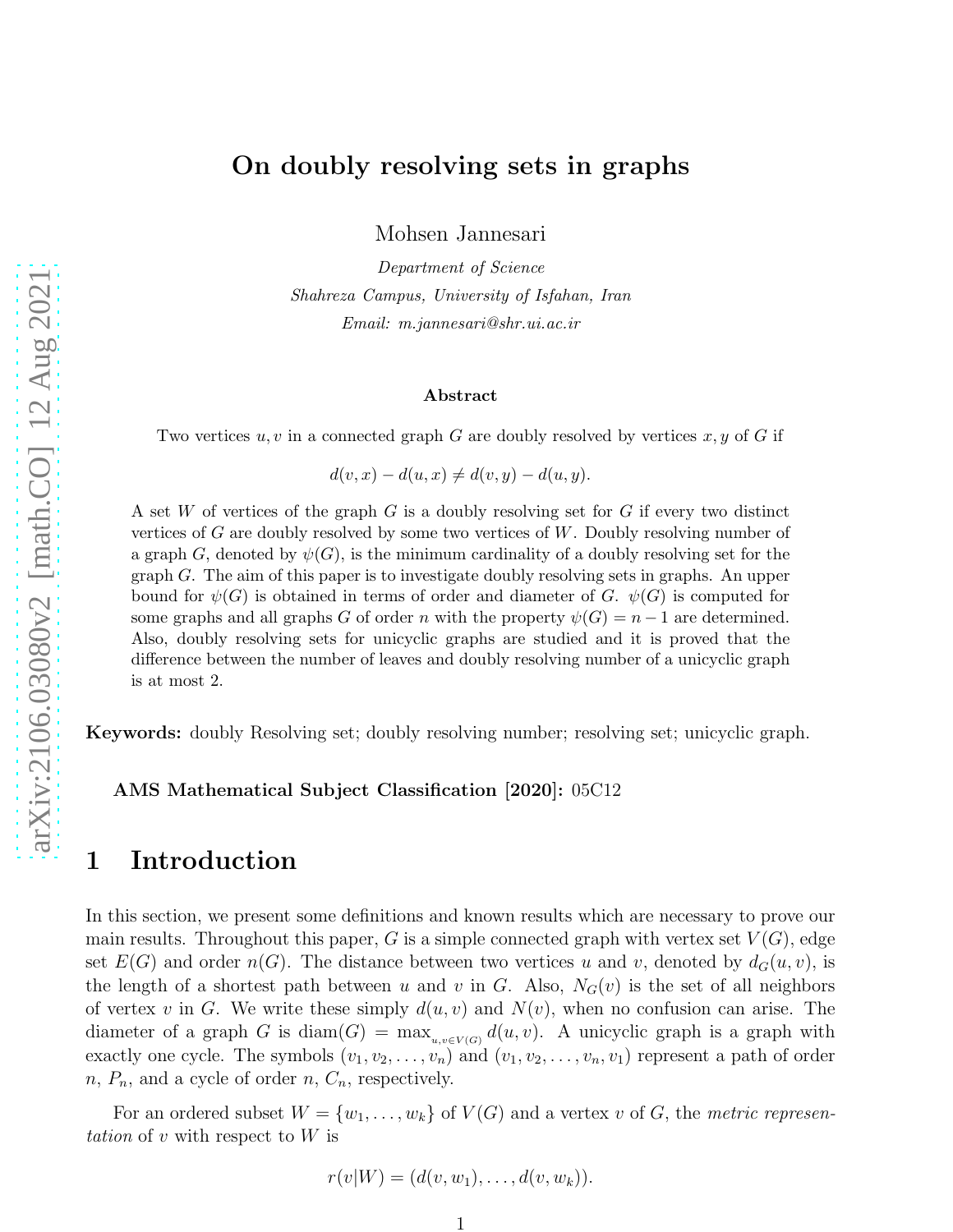# On doubly resolving sets in graphs

Mohsen Jannesari

*Department of Science*
*Shahreza Campus, University of Isfahan, Iran*
*Email: m.jannesari@shr.ui.ac.ir*

### Abstract

Two vertices $u, v$ in a connected graph $G$ are doubly resolved by vertices $x, y$ of $G$ if

$$d(v, x) - d(u, x) \neq d(v, y) - d(u, y).$$

A set $W$ of vertices of the graph $G$ is a doubly resolving set for $G$ if every two distinct vertices of $G$ are doubly resolved by some two vertices of $W$. Doubly resolving number of a graph $G$, denoted by $\psi(G)$, is the minimum cardinality of a doubly resolving set for the graph $G$. The aim of this paper is to investigate doubly resolving sets in graphs. An upper bound for $\psi(G)$ is obtained in terms of order and diameter of $G$. $\psi(G)$ is computed for some graphs and all graphs $G$ of order $n$ with the property $\psi(G) = n - 1$ are determined. Also, doubly resolving sets for unicyclic graphs are studied and it is proved that the difference between the number of leaves and doubly resolving number of a unicyclic graph is at most 2.

**Keywords:** doubly Resolving set; doubly resolving number; resolving set; unicyclic graph.

**AMS Mathematical Subject Classification [2020]:** 05C12

## 1 Introduction

In this section, we present some definitions and known results which are necessary to prove our main results. Throughout this paper, $G$ is a simple connected graph with vertex set $V(G)$, edge set $E(G)$ and order $n(G)$. The distance between two vertices $u$ and $v$, denoted by $d_G(u, v)$, is the length of a shortest path between $u$ and $v$ in $G$. Also, $N_G(v)$ is the set of all neighbors of vertex $v$ in $G$. We write these simply $d(u, v)$ and $N(v)$, when no confusion can arise. The diameter of a graph $G$ is $\text{diam}(G) = \max_{u,v \in V(G)} d(u, v)$. A unicyclic graph is a graph with exactly one cycle. The symbols $(v_1, v_2, \ldots, v_n)$ and $(v_1, v_2, \ldots, v_n, v_1)$ represent a path of order $n$, $P_n$, and a cycle of order $n$, $C_n$, respectively.

For an ordered subset $W = \{w_1, \ldots, w_k\}$ of $V(G)$ and a vertex $v$ of $G$, the *metric representation* of $v$ with respect to $W$ is

$$r(v|W) = (d(v, w_1), \ldots, d(v, w_k)).$$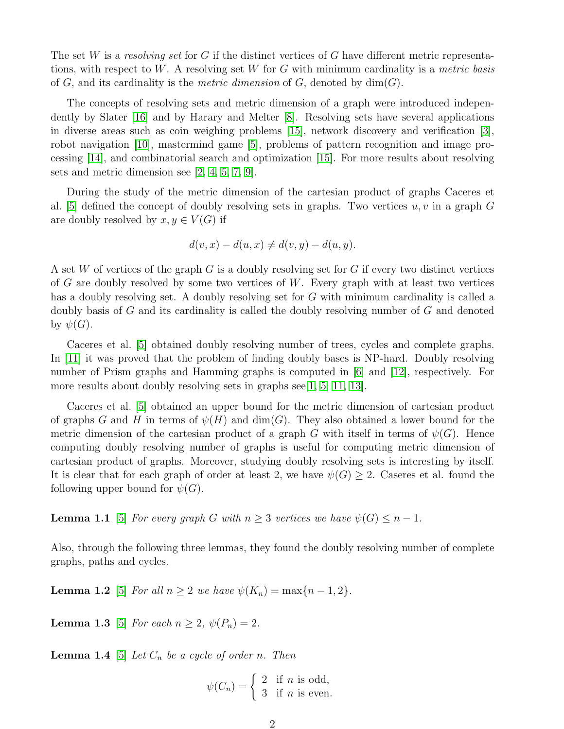The set $W$ is a *resolving set* for $G$ if the distinct vertices of $G$ have different metric representations, with respect to $W$. A resolving set $W$ for $G$ with minimum cardinality is a *metric basis* of $G$, and its cardinality is the *metric dimension* of $G$, denoted by $\dim(G)$.

The concepts of resolving sets and metric dimension of a graph were introduced independently by Slater [16] and by Harary and Melter [8]. Resolving sets have several applications in diverse areas such as coin weighing problems [15], network discovery and verification [3], robot navigation [10], mastermind game [5], problems of pattern recognition and image processing [14], and combinatorial search and optimization [15]. For more results about resolving sets and metric dimension see [2, 4, 5, 7, 9].

During the study of the metric dimension of the cartesian product of graphs Caceres et al. [5] defined the concept of doubly resolving sets in graphs. Two vertices $u, v$ in a graph $G$ are doubly resolved by $x, y \in V(G)$ if

$$d(v, x) - d(u, x) \neq d(v, y) - d(u, y).$$

A set $W$ of vertices of the graph $G$ is a doubly resolving set for $G$ if every two distinct vertices of $G$ are doubly resolved by some two vertices of $W$. Every graph with at least two vertices has a doubly resolving set. A doubly resolving set for $G$ with minimum cardinality is called a doubly basis of $G$ and its cardinality is called the doubly resolving number of $G$ and denoted by $\psi(G)$.

Caceres et al. [5] obtained doubly resolving number of trees, cycles and complete graphs. In [11] it was proved that the problem of finding doubly bases is NP-hard. Doubly resolving number of Prism graphs and Hamming graphs is computed in [6] and [12], respectively. For more results about doubly resolving sets in graphs see[1, 5, 11, 13].

Caceres et al. [5] obtained an upper bound for the metric dimension of cartesian product of graphs $G$ and $H$ in terms of $\psi(H)$ and $\dim(G)$. They also obtained a lower bound for the metric dimension of the cartesian product of a graph $G$ with itself in terms of $\psi(G)$. Hence computing doubly resolving number of graphs is useful for computing metric dimension of cartesian product of graphs. Moreover, studying doubly resolving sets is interesting by itself. It is clear that for each graph of order at least 2, we have $\psi(G) \geq 2$. Caseres et al. found the following upper bound for $\psi(G)$.

**Lemma 1.1** [5] *For every graph $G$ with $n \geq 3$ vertices we have $\psi(G) \leq n - 1$.*

Also, through the following three lemmas, they found the doubly resolving number of complete graphs, paths and cycles.

**Lemma 1.2** [5] *For all $n \geq 2$ we have $\psi(K_n) = \max\{n - 1, 2\}$.*

**Lemma 1.3** [5] *For each $n \geq 2$, $\psi(P_n) = 2$.*

**Lemma 1.4** [5] *Let $C_n$ be a cycle of order $n$. Then*

$$\psi(C_n) = \begin{cases} 2 & \text{if } n \text{ is odd,} \\ 3 & \text{if } n \text{ is even.} \end{cases}$$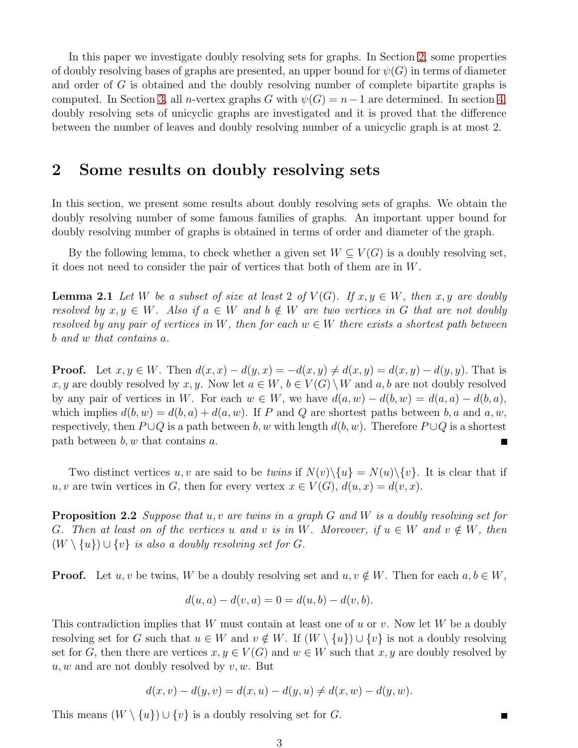In this paper we investigate doubly resolving sets for graphs. In Section 2, some properties of doubly resolving bases of graphs are presented, an upper bound for $\psi(G)$ in terms of diameter and order of $G$ is obtained and the doubly resolving number of complete bipartite graphs is computed. In Section 3, all $n$-vertex graphs $G$ with $\psi(G) = n-1$ are determined. In section 4, doubly resolving sets of unicyclic graphs are investigated and it is proved that the difference between the number of leaves and doubly resolving number of a unicyclic graph is at most 2.

## 2 Some results on doubly resolving sets

In this section, we present some results about doubly resolving sets of graphs. We obtain the doubly resolving number of some famous families of graphs. An important upper bound for doubly resolving number of graphs is obtained in terms of order and diameter of the graph.

By the following lemma, to check whether a given set $W \subseteq V(G)$ is a doubly resolving set, it does not need to consider the pair of vertices that both of them are in $W$.

**Lemma 2.1** *Let $W$ be a subset of size at least 2 of $V(G)$. If $x, y \in W$, then $x, y$ are doubly resolved by $x, y \in W$. Also if $a \in W$ and $b \notin W$ are two vertices in $G$ that are not doubly resolved by any pair of vertices in $W$, then for each $w \in W$ there exists a shortest path between $b$ and $w$ that contains $a$.*

**Proof.** Let $x, y \in W$. Then $d(x,x) - d(y,x) = -d(x,y) \neq d(x,y) = d(x,y) - d(y,y)$. That is $x, y$ are doubly resolved by $x, y$. Now let $a \in W$, $b \in V(G) \setminus W$ and $a, b$ are not doubly resolved by any pair of vertices in $W$. For each $w \in W$, we have $d(a,w) - d(b,w) = d(a,a) - d(b,a)$, which implies $d(b,w) = d(b,a) + d(a,w)$. If $P$ and $Q$ are shortest paths between $b, a$ and $a, w$, respectively, then $P \cup Q$ is a path between $b, w$ with length $d(b,w)$. Therefore $P \cup Q$ is a shortest path between $b, w$ that contains $a$. ∎

Two distinct vertices $u, v$ are said to be *twins* if $N(v) \setminus \{u\} = N(u) \setminus \{v\}$. It is clear that if $u, v$ are twin vertices in $G$, then for every vertex $x \in V(G)$, $d(u,x) = d(v,x)$.

**Proposition 2.2** *Suppose that $u, v$ are twins in a graph $G$ and $W$ is a doubly resolving set for $G$. Then at least on of the vertices $u$ and $v$ is in $W$. Moreover, if $u \in W$ and $v \notin W$, then $(W \setminus \{u\}) \cup \{v\}$ is also a doubly resolving set for $G$.*

**Proof.** Let $u, v$ be twins, $W$ be a doubly resolving set and $u, v \notin W$. Then for each $a, b \in W$,

$$d(u,a) - d(v,a) = 0 = d(u,b) - d(v,b).$$

This contradiction implies that $W$ must contain at least one of $u$ or $v$. Now let $W$ be a doubly resolving set for $G$ such that $u \in W$ and $v \notin W$. If $(W \setminus \{u\}) \cup \{v\}$ is not a doubly resolving set for $G$, then there are vertices $x, y \in V(G)$ and $w \in W$ such that $x, y$ are doubly resolved by $u, w$ and are not doubly resolved by $v, w$. But

$$d(x,v) - d(y,v) = d(x,u) - d(y,u) \neq d(x,w) - d(y,w).$$

This means $(W \setminus \{u\}) \cup \{v\}$ is a doubly resolving set for $G$. ∎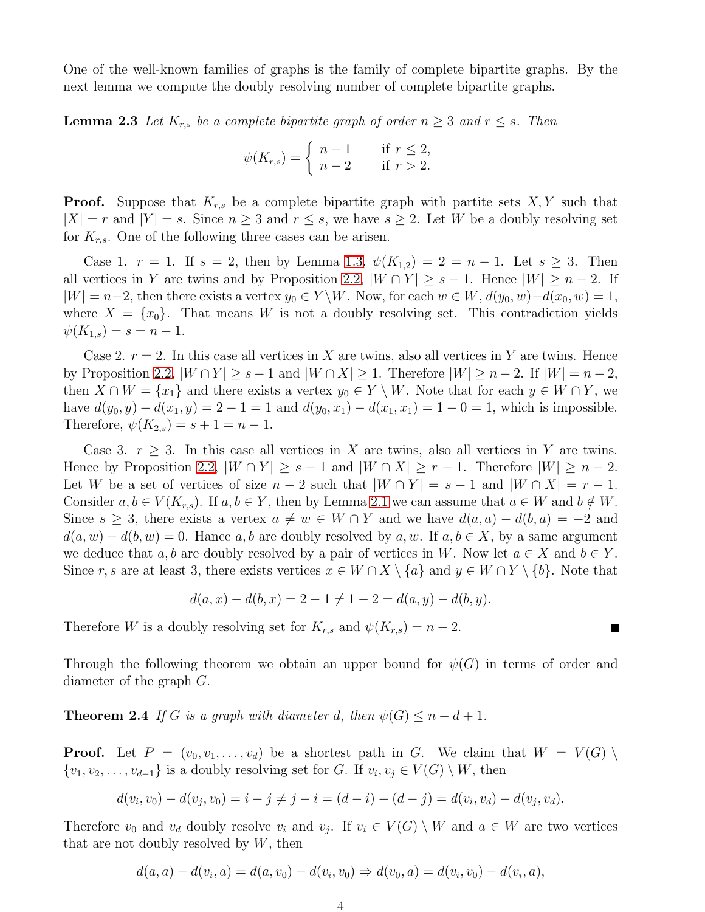One of the well-known families of graphs is the family of complete bipartite graphs. By the next lemma we compute the doubly resolving number of complete bipartite graphs.

**Lemma 2.3** *Let $K_{r,s}$ be a complete bipartite graph of order $n \geq 3$ and $r \leq s$. Then*

$$\psi(K_{r,s}) = \begin{cases} n-1 & \text{if } r \leq 2, \\ n-2 & \text{if } r > 2. \end{cases}$$

**Proof.** Suppose that $K_{r,s}$ be a complete bipartite graph with partite sets $X, Y$ such that $|X| = r$ and $|Y| = s$. Since $n \geq 3$ and $r \leq s$, we have $s \geq 2$. Let $W$ be a doubly resolving set for $K_{r,s}$. One of the following three cases can be arisen.

Case 1. $r = 1$. If $s = 2$, then by Lemma 1.3, $\psi(K_{1,2}) = 2 = n-1$. Let $s \geq 3$. Then all vertices in $Y$ are twins and by Proposition 2.2, $|W \cap Y| \geq s-1$. Hence $|W| \geq n-2$. If $|W| = n-2$, then there exists a vertex $y_0 \in Y \setminus W$. Now, for each $w \in W$, $d(y_0, w) - d(x_0, w) = 1$, where $X = \{x_0\}$. That means $W$ is not a doubly resolving set. This contradiction yields $\psi(K_{1,s}) = s = n-1$.

Case 2. $r = 2$. In this case all vertices in $X$ are twins, also all vertices in $Y$ are twins. Hence by Proposition 2.2, $|W \cap Y| \geq s-1$ and $|W \cap X| \geq 1$. Therefore $|W| \geq n-2$. If $|W| = n-2$, then $X \cap W = \{x_1\}$ and there exists a vertex $y_0 \in Y \setminus W$. Note that for each $y \in W \cap Y$, we have $d(y_0, y) - d(x_1, y) = 2 - 1 = 1$ and $d(y_0, x_1) - d(x_1, x_1) = 1 - 0 = 1$, which is impossible. Therefore, $\psi(K_{2,s}) = s + 1 = n - 1$.

Case 3. $r \geq 3$. In this case all vertices in $X$ are twins, also all vertices in $Y$ are twins. Hence by Proposition 2.2, $|W \cap Y| \geq s-1$ and $|W \cap X| \geq r-1$. Therefore $|W| \geq n-2$. Let $W$ be a set of vertices of size $n-2$ such that $|W \cap Y| = s-1$ and $|W \cap X| = r-1$. Consider $a, b \in V(K_{r,s})$. If $a, b \in Y$, then by Lemma 2.1 we can assume that $a \in W$ and $b \notin W$. Since $s \geq 3$, there exists a vertex $a \neq w \in W \cap Y$ and we have $d(a,a) - d(b,a) = -2$ and $d(a,w) - d(b,w) = 0$. Hance $a, b$ are doubly resolved by $a, w$. If $a, b \in X$, by a same argument we deduce that $a, b$ are doubly resolved by a pair of vertices in $W$. Now let $a \in X$ and $b \in Y$. Since $r, s$ are at least 3, there exists vertices $x \in W \cap X \setminus \{a\}$ and $y \in W \cap Y \setminus \{b\}$. Note that

$$d(a,x) - d(b,x) = 2 - 1 \neq 1 - 2 = d(a,y) - d(b,y).$$

Therefore $W$ is a doubly resolving set for $K_{r,s}$ and $\psi(K_{r,s}) = n-2$. ∎

Through the following theorem we obtain an upper bound for $\psi(G)$ in terms of order and diameter of the graph $G$.

**Theorem 2.4** *If $G$ is a graph with diameter $d$, then $\psi(G) \leq n - d + 1$.*

**Proof.** Let $P = (v_0, v_1, \ldots, v_d)$ be a shortest path in $G$. We claim that $W = V(G) \setminus \{v_1, v_2, \ldots, v_{d-1}\}$ is a doubly resolving set for $G$. If $v_i, v_j \in V(G) \setminus W$, then

$$d(v_i, v_0) - d(v_j, v_0) = i - j \neq j - i = (d-i) - (d-j) = d(v_i, v_d) - d(v_j, v_d).$$

Therefore $v_0$ and $v_d$ doubly resolve $v_i$ and $v_j$. If $v_i \in V(G) \setminus W$ and $a \in W$ are two vertices that are not doubly resolved by $W$, then

$$d(a,a) - d(v_i, a) = d(a, v_0) - d(v_i, v_0) \Rightarrow d(v_0, a) = d(v_i, v_0) - d(v_i, a),$$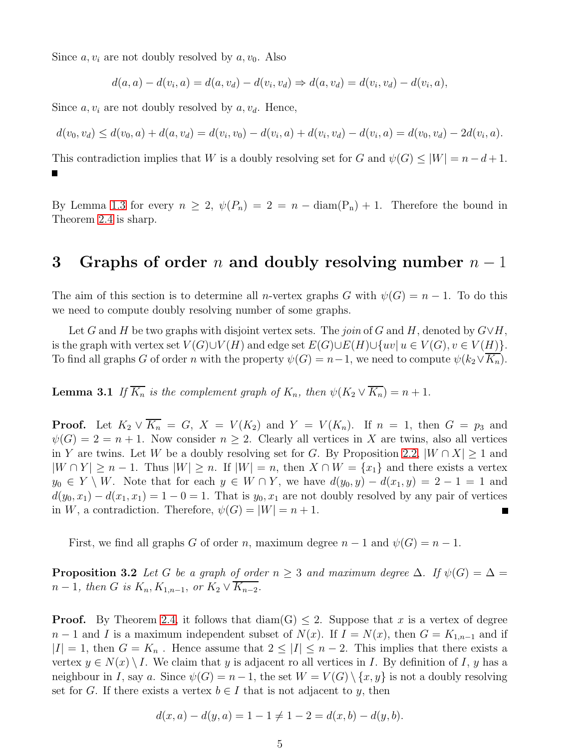Since $a, v_i$ are not doubly resolved by $a, v_0$. Also

$$d(a,a) - d(v_i,a) = d(a,v_d) - d(v_i,v_d) \Rightarrow d(a,v_d) = d(v_i,v_d) - d(v_i,a),$$

Since $a, v_i$ are not doubly resolved by $a, v_d$. Hence,

$$d(v_0,v_d) \leq d(v_0,a) + d(a,v_d) = d(v_i,v_0) - d(v_i,a) + d(v_i,v_d) - d(v_i,a) = d(v_0,v_d) - 2d(v_i,a).$$

This contradiction implies that $W$ is a doubly resolving set for $G$ and $\psi(G) \leq |W| = n - d + 1$. ■

By Lemma 1.3 for every $n \geq 2$, $\psi(P_n) = 2 = n - \mathrm{diam}(\mathrm{P_n}) + 1$. Therefore the bound in Theorem 2.4 is sharp.

# 3 Graphs of order $n$ and doubly resolving number $n-1$

The aim of this section is to determine all $n$-vertex graphs $G$ with $\psi(G) = n-1$. To do this we need to compute doubly resolving number of some graphs.

Let $G$ and $H$ be two graphs with disjoint vertex sets. The *join* of $G$ and $H$, denoted by $G \vee H$, is the graph with vertex set $V(G) \cup V(H)$ and edge set $E(G) \cup E(H) \cup \{uv | \, u \in V(G), v \in V(H)\}$. To find all graphs $G$ of order $n$ with the property $\psi(G) = n-1$, we need to compute $\psi(k_2 \vee \overline{K_n})$.

**Lemma 3.1** *If $\overline{K_n}$ is the complement graph of $K_n$, then $\psi(K_2 \vee \overline{K_n}) = n+1$.*

**Proof.** Let $K_2 \vee \overline{K_n} = G$, $X = V(K_2)$ and $Y = V(K_n)$. If $n = 1$, then $G = p_3$ and $\psi(G) = 2 = n+1$. Now consider $n \geq 2$. Clearly all vertices in $X$ are twins, also all vertices in $Y$ are twins. Let $W$ be a doubly resolving set for $G$. By Proposition 2.2, $|W \cap X| \geq 1$ and $|W \cap Y| \geq n-1$. Thus $|W| \geq n$. If $|W| = n$, then $X \cap W = \{x_1\}$ and there exists a vertex $y_0 \in Y \setminus W$. Note that for each $y \in W \cap Y$, we have $d(y_0, y) - d(x_1, y) = 2 - 1 = 1$ and $d(y_0, x_1) - d(x_1, x_1) = 1 - 0 = 1$. That is $y_0, x_1$ are not doubly resolved by any pair of vertices in $W$, a contradiction. Therefore, $\psi(G) = |W| = n+1$. ■

First, we find all graphs $G$ of order $n$, maximum degree $n-1$ and $\psi(G) = n-1$.

**Proposition 3.2** *Let $G$ be a graph of order $n \geq 3$ and maximum degree $\Delta$. If $\psi(G) = \Delta = n-1$, then $G$ is $K_n, K_{1,n-1}$, or $K_2 \vee \overline{K_{n-2}}$.*

**Proof.** By Theorem 2.4, it follows that $\mathrm{diam(G)} \leq 2$. Suppose that $x$ is a vertex of degree $n-1$ and $I$ is a maximum independent subset of $N(x)$. If $I = N(x)$, then $G = K_{1,n-1}$ and if $|I| = 1$, then $G = K_n$ . Hence assume that $2 \leq |I| \leq n-2$. This implies that there exists a vertex $y \in N(x) \setminus I$. We claim that $y$ is adjacent ro all vertices in $I$. By definition of $I$, $y$ has a neighbour in $I$, say $a$. Since $\psi(G) = n-1$, the set $W = V(G) \setminus \{x, y\}$ is not a doubly resolving set for $G$. If there exists a vertex $b \in I$ that is not adjacent to $y$, then

$$d(x,a) - d(y,a) = 1 - 1 \neq 1 - 2 = d(x,b) - d(y,b).$$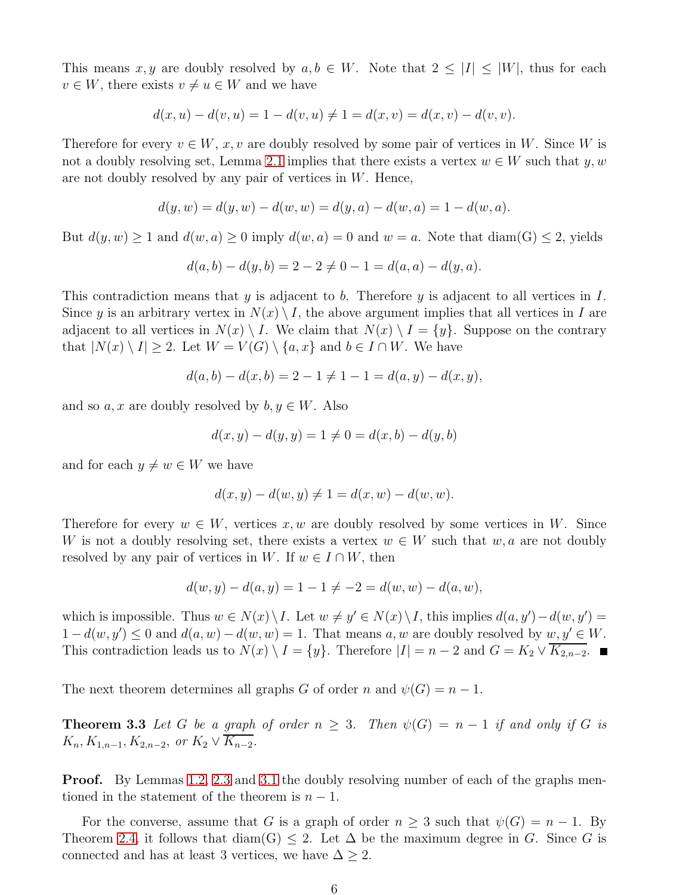This means $x, y$ are doubly resolved by $a, b \in W$. Note that $2 \leq |I| \leq |W|$, thus for each $v \in W$, there exists $v \neq u \in W$ and we have

$$d(x,u) - d(v,u) = 1 - d(v,u) \neq 1 = d(x,v) = d(x,v) - d(v,v).$$

Therefore for every $v \in W$, $x, v$ are doubly resolved by some pair of vertices in $W$. Since $W$ is not a doubly resolving set, Lemma 2.1 implies that there exists a vertex $w \in W$ such that $y, w$ are not doubly resolved by any pair of vertices in $W$. Hence,

$$d(y,w) = d(y,w) - d(w,w) = d(y,a) - d(w,a) = 1 - d(w,a).$$

But $d(y,w) \geq 1$ and $d(w,a) \geq 0$ imply $d(w,a) = 0$ and $w = a$. Note that $\mathrm{diam(G)} \leq 2$, yields

$$d(a,b) - d(y,b) = 2 - 2 \neq 0 - 1 = d(a,a) - d(y,a).$$

This contradiction means that $y$ is adjacent to $b$. Therefore $y$ is adjacent to all vertices in $I$. Since $y$ is an arbitrary vertex in $N(x) \setminus I$, the above argument implies that all vertices in $I$ are adjacent to all vertices in $N(x) \setminus I$. We claim that $N(x) \setminus I = \{y\}$. Suppose on the contrary that $|N(x) \setminus I| \geq 2$. Let $W = V(G) \setminus \{a, x\}$ and $b \in I \cap W$. We have

$$d(a,b) - d(x,b) = 2 - 1 \neq 1 - 1 = d(a,y) - d(x,y),$$

and so $a, x$ are doubly resolved by $b, y \in W$. Also

$$d(x,y) - d(y,y) = 1 \neq 0 = d(x,b) - d(y,b)$$

and for each $y \neq w \in W$ we have

$$d(x,y) - d(w,y) \neq 1 = d(x,w) - d(w,w).$$

Therefore for every $w \in W$, vertices $x, w$ are doubly resolved by some vertices in $W$. Since $W$ is not a doubly resolving set, there exists a vertex $w \in W$ such that $w, a$ are not doubly resolved by any pair of vertices in $W$. If $w \in I \cap W$, then

$$d(w,y) - d(a,y) = 1 - 1 \neq -2 = d(w,w) - d(a,w),$$

which is impossible. Thus $w \in N(x) \setminus I$. Let $w \neq y' \in N(x) \setminus I$, this implies $d(a,y') - d(w,y') = 1 - d(w,y') \leq 0$ and $d(a,w) - d(w,w) = 1$. That means $a, w$ are doubly resolved by $w, y' \in W$. This contradiction leads us to $N(x) \setminus I = \{y\}$. Therefore $|I| = n - 2$ and $G = K_2 \vee \overline{K_{2,n-2}}$. ■

The next theorem determines all graphs $G$ of order $n$ and $\psi(G) = n - 1$.

**Theorem 3.3** *Let $G$ be a graph of order $n \geq 3$. Then $\psi(G) = n - 1$ if and only if $G$ is $K_n, K_{1,n-1}, K_{2,n-2}$, or $K_2 \vee \overline{K_{n-2}}$.*

**Proof.** By Lemmas 1.2, 2.3 and 3.1 the doubly resolving number of each of the graphs mentioned in the statement of the theorem is $n - 1$.

For the converse, assume that $G$ is a graph of order $n \geq 3$ such that $\psi(G) = n - 1$. By Theorem 2.4, it follows that $\mathrm{diam(G)} \leq 2$. Let $\Delta$ be the maximum degree in $G$. Since $G$ is connected and has at least 3 vertices, we have $\Delta \geq 2$.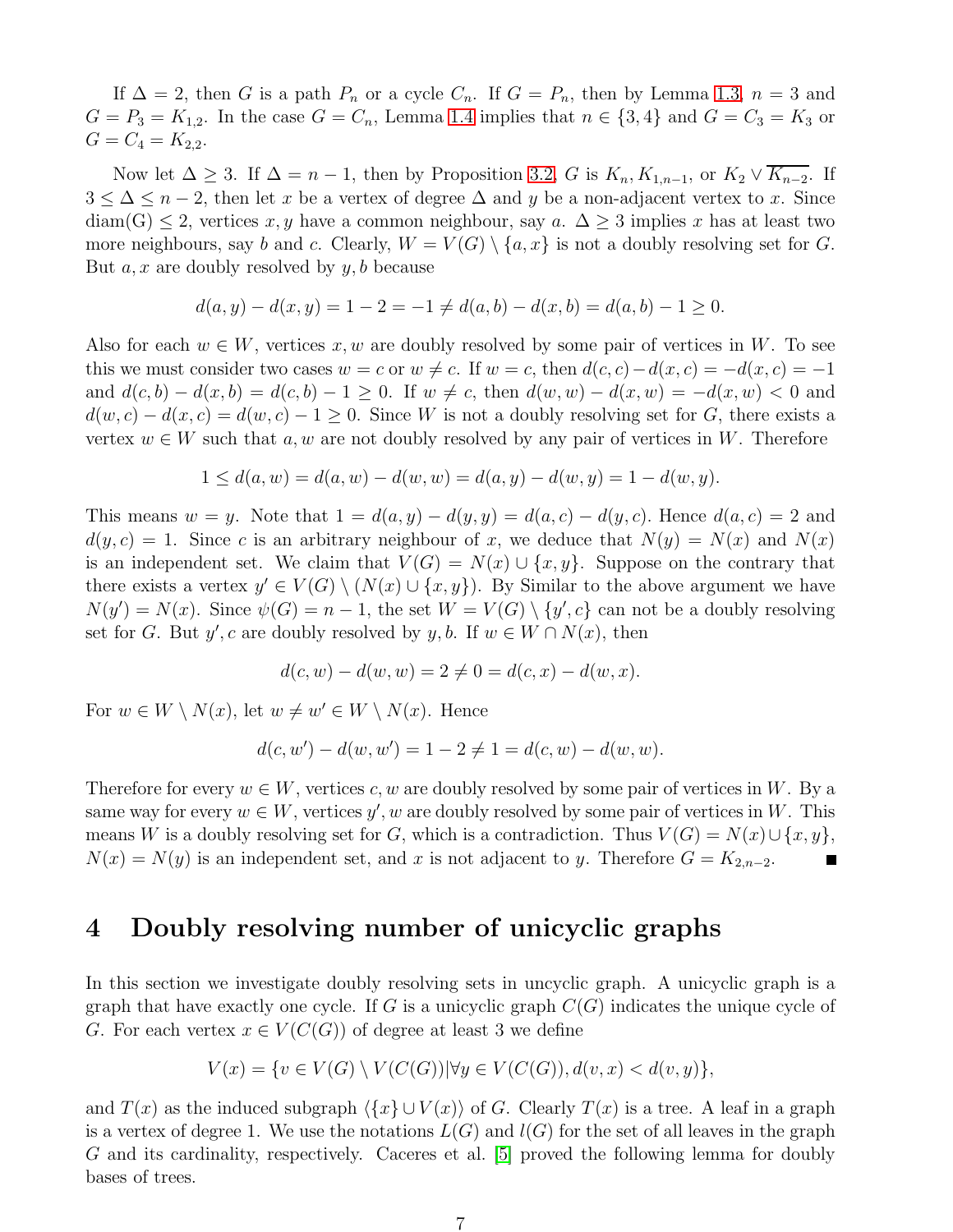If $\Delta = 2$, then $G$ is a path $P_n$ or a cycle $C_n$. If $G = P_n$, then by Lemma 1.3, $n = 3$ and $G = P_3 = K_{1,2}$. In the case $G = C_n$, Lemma 1.4 implies that $n \in \{3, 4\}$ and $G = C_3 = K_3$ or $G = C_4 = K_{2,2}$.

Now let $\Delta \geq 3$. If $\Delta = n - 1$, then by Proposition 3.2, $G$ is $K_n$, $K_{1,n-1}$, or $K_2 \vee \overline{K_{n-2}}$. If $3 \leq \Delta \leq n - 2$, then let $x$ be a vertex of degree $\Delta$ and $y$ be a non-adjacent vertex to $x$. Since $\mathrm{diam(G)} \leq 2$, vertices $x, y$ have a common neighbour, say $a$. $\Delta \geq 3$ implies $x$ has at least two more neighbours, say $b$ and $c$. Clearly, $W = V(G) \setminus \{a, x\}$ is not a doubly resolving set for $G$. But $a, x$ are doubly resolved by $y, b$ because

$$d(a, y) - d(x, y) = 1 - 2 = -1 \neq d(a, b) - d(x, b) = d(a, b) - 1 \geq 0.$$

Also for each $w \in W$, vertices $x, w$ are doubly resolved by some pair of vertices in $W$. To see this we must consider two cases $w = c$ or $w \neq c$. If $w = c$, then $d(c, c) - d(x, c) = -d(x, c) = -1$ and $d(c, b) - d(x, b) = d(c, b) - 1 \geq 0$. If $w \neq c$, then $d(w, w) - d(x, w) = -d(x, w) < 0$ and $d(w, c) - d(x, c) = d(w, c) - 1 \geq 0$. Since $W$ is not a doubly resolving set for $G$, there exists a vertex $w \in W$ such that $a, w$ are not doubly resolved by any pair of vertices in $W$. Therefore

$$1 \leq d(a, w) = d(a, w) - d(w, w) = d(a, y) - d(w, y) = 1 - d(w, y).$$

This means $w = y$. Note that $1 = d(a, y) - d(y, y) = d(a, c) - d(y, c)$. Hence $d(a, c) = 2$ and $d(y, c) = 1$. Since $c$ is an arbitrary neighbour of $x$, we deduce that $N(y) = N(x)$ and $N(x)$ is an independent set. We claim that $V(G) = N(x) \cup \{x, y\}$. Suppose on the contrary that there exists a vertex $y' \in V(G) \setminus (N(x) \cup \{x, y\})$. By Similar to the above argument we have $N(y') = N(x)$. Since $\psi(G) = n - 1$, the set $W = V(G) \setminus \{y', c\}$ can not be a doubly resolving set for $G$. But $y', c$ are doubly resolved by $y, b$. If $w \in W \cap N(x)$, then

$$d(c, w) - d(w, w) = 2 \neq 0 = d(c, x) - d(w, x).$$

For $w \in W \setminus N(x)$, let $w \neq w' \in W \setminus N(x)$. Hence

$$d(c, w') - d(w, w') = 1 - 2 \neq 1 = d(c, w) - d(w, w).$$

Therefore for every $w \in W$, vertices $c, w$ are doubly resolved by some pair of vertices in $W$. By a same way for every $w \in W$, vertices $y', w$ are doubly resolved by some pair of vertices in $W$. This means $W$ is a doubly resolving set for $G$, which is a contradiction. Thus $V(G) = N(x) \cup \{x, y\}$, $N(x) = N(y)$ is an independent set, and $x$ is not adjacent to $y$. Therefore $G = K_{2,n-2}$. ∎

# 4 Doubly resolving number of unicyclic graphs

In this section we investigate doubly resolving sets in uncyclic graph. A unicyclic graph is a graph that have exactly one cycle. If $G$ is a unicyclic graph $C(G)$ indicates the unique cycle of $G$. For each vertex $x \in V(C(G))$ of degree at least 3 we define

$$V(x) = \{v \in V(G) \setminus V(C(G)) | \forall y \in V(C(G)), d(v, x) < d(v, y)\},$$

and $T(x)$ as the induced subgraph $\langle \{x\} \cup V(x) \rangle$ of $G$. Clearly $T(x)$ is a tree. A leaf in a graph is a vertex of degree 1. We use the notations $L(G)$ and $l(G)$ for the set of all leaves in the graph $G$ and its cardinality, respectively. Caceres et al. [5] proved the following lemma for doubly bases of trees.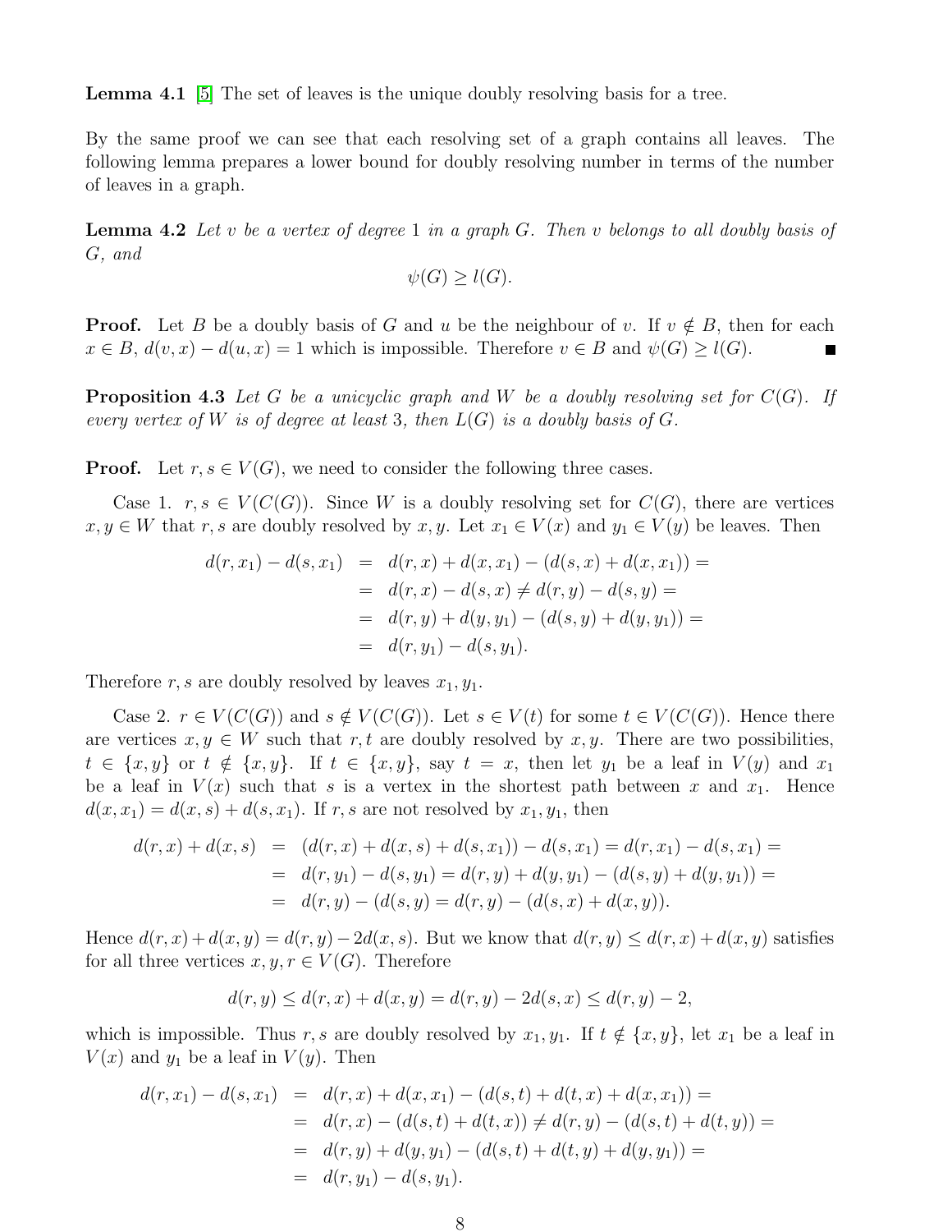**Lemma 4.1** [5] The set of leaves is the unique doubly resolving basis for a tree.

By the same proof we can see that each resolving set of a graph contains all leaves. The following lemma prepares a lower bound for doubly resolving number in terms of the number of leaves in a graph.

**Lemma 4.2** *Let $v$ be a vertex of degree 1 in a graph $G$. Then $v$ belongs to all doubly basis of $G$, and*

$$\psi(G) \geq l(G).$$

**Proof.** Let $B$ be a doubly basis of $G$ and $u$ be the neighbour of $v$. If $v \notin B$, then for each $x \in B$, $d(v, x) - d(u, x) = 1$ which is impossible. Therefore $v \in B$ and $\psi(G) \geq l(G)$. ∎

**Proposition 4.3** *Let $G$ be a unicyclic graph and $W$ be a doubly resolving set for $C(G)$. If every vertex of $W$ is of degree at least 3, then $L(G)$ is a doubly basis of $G$.*

**Proof.** Let $r, s \in V(G)$, we need to consider the following three cases.

Case 1. $r, s \in V(C(G))$. Since $W$ is a doubly resolving set for $C(G)$, there are vertices $x, y \in W$ that $r, s$ are doubly resolved by $x, y$. Let $x_1 \in V(x)$ and $y_1 \in V(y)$ be leaves. Then

$$\begin{aligned}
d(r, x_1) - d(s, x_1) &= d(r, x) + d(x, x_1) - (d(s, x) + d(x, x_1)) = \\
&= d(r, x) - d(s, x) \neq d(r, y) - d(s, y) = \\
&= d(r, y) + d(y, y_1) - (d(s, y) + d(y, y_1)) = \\
&= d(r, y_1) - d(s, y_1).
\end{aligned}$$

Therefore $r, s$ are doubly resolved by leaves $x_1, y_1$.

Case 2. $r \in V(C(G))$ and $s \notin V(C(G))$. Let $s \in V(t)$ for some $t \in V(C(G))$. Hence there are vertices $x, y \in W$ such that $r, t$ are doubly resolved by $x, y$. There are two possibilities, $t \in \{x, y\}$ or $t \notin \{x, y\}$. If $t \in \{x, y\}$, say $t = x$, then let $y_1$ be a leaf in $V(y)$ and $x_1$ be a leaf in $V(x)$ such that $s$ is a vertex in the shortest path between $x$ and $x_1$. Hence $d(x, x_1) = d(x, s) + d(s, x_1)$. If $r, s$ are not resolved by $x_1, y_1$, then

$$\begin{aligned}
d(r, x) + d(x, s) &= (d(r, x) + d(x, s) + d(s, x_1)) - d(s, x_1) = d(r, x_1) - d(s, x_1) = \\
&= d(r, y_1) - d(s, y_1) = d(r, y) + d(y, y_1) - (d(s, y) + d(y, y_1)) = \\
&= d(r, y) - (d(s, y) = d(r, y) - (d(s, x) + d(x, y)).
\end{aligned}$$

Hence $d(r, x) + d(x, y) = d(r, y) - 2d(x, s)$. But we know that $d(r, y) \leq d(r, x) + d(x, y)$ satisfies for all three vertices $x, y, r \in V(G)$. Therefore

$$d(r, y) \leq d(r, x) + d(x, y) = d(r, y) - 2d(s, x) \leq d(r, y) - 2,$$

which is impossible. Thus $r, s$ are doubly resolved by $x_1, y_1$. If $t \notin \{x, y\}$, let $x_1$ be a leaf in $V(x)$ and $y_1$ be a leaf in $V(y)$. Then

$$\begin{aligned}
d(r, x_1) - d(s, x_1) &= d(r, x) + d(x, x_1) - (d(s, t) + d(t, x) + d(x, x_1)) = \\
&= d(r, x) - (d(s, t) + d(t, x)) \neq d(r, y) - (d(s, t) + d(t, y)) = \\
&= d(r, y) + d(y, y_1) - (d(s, t) + d(t, y) + d(y, y_1)) = \\
&= d(r, y_1) - d(s, y_1).
\end{aligned}$$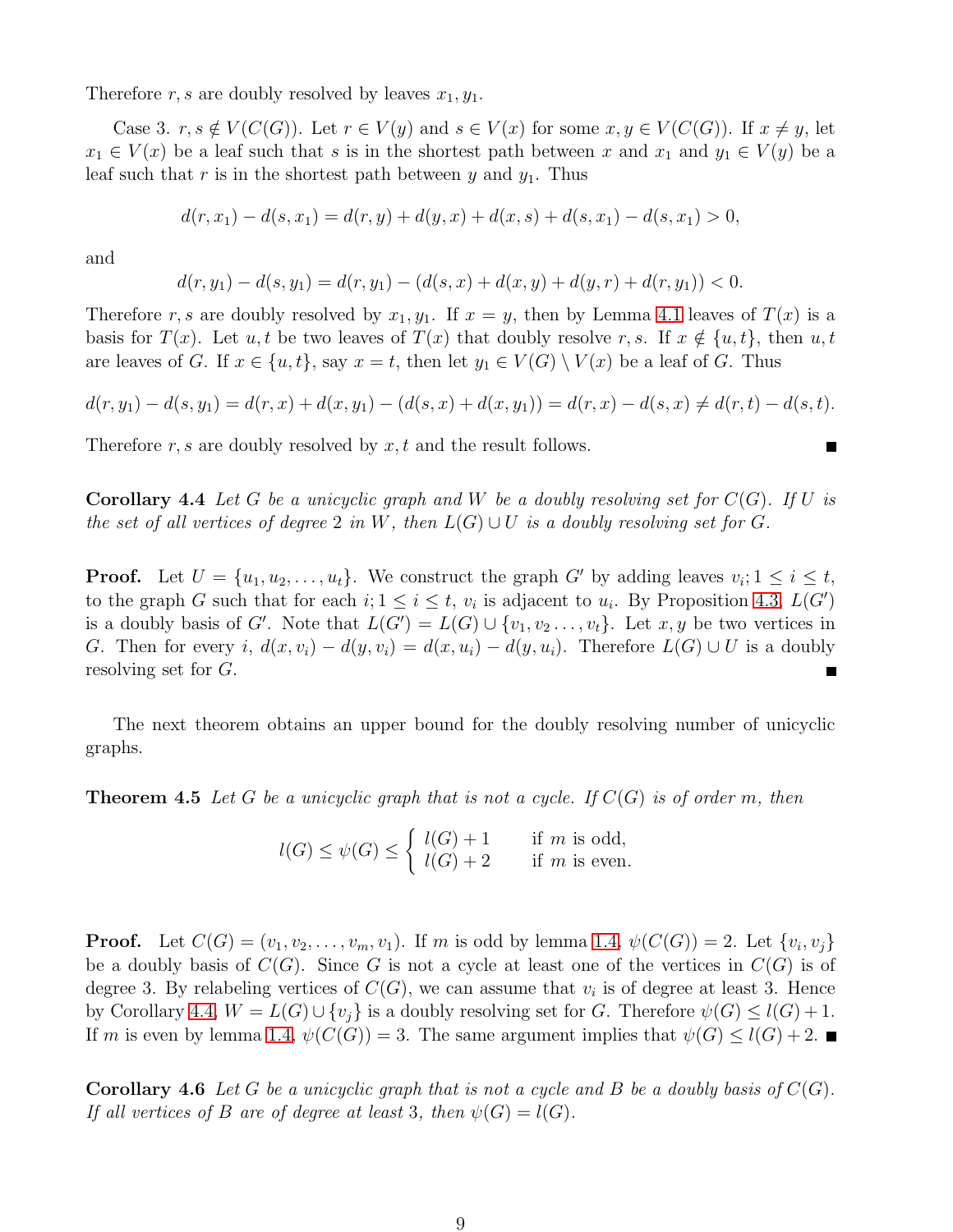Therefore $r, s$ are doubly resolved by leaves $x_1, y_1$.

Case 3. $r, s \notin V(C(G))$. Let $r \in V(y)$ and $s \in V(x)$ for some $x, y \in V(C(G))$. If $x \neq y$, let $x_1 \in V(x)$ be a leaf such that $s$ is in the shortest path between $x$ and $x_1$ and $y_1 \in V(y)$ be a leaf such that $r$ is in the shortest path between $y$ and $y_1$. Thus

$$d(r, x_1) - d(s, x_1) = d(r, y) + d(y, x) + d(x, s) + d(s, x_1) - d(s, x_1) > 0,$$

and

$$d(r, y_1) - d(s, y_1) = d(r, y_1) - (d(s, x) + d(x, y) + d(y, r) + d(r, y_1)) < 0.$$

Therefore $r, s$ are doubly resolved by $x_1, y_1$. If $x = y$, then by Lemma 4.1 leaves of $T(x)$ is a basis for $T(x)$. Let $u, t$ be two leaves of $T(x)$ that doubly resolve $r, s$. If $x \notin \{u, t\}$, then $u, t$ are leaves of $G$. If $x \in \{u, t\}$, say $x = t$, then let $y_1 \in V(G) \setminus V(x)$ be a leaf of $G$. Thus

$$d(r, y_1) - d(s, y_1) = d(r, x) + d(x, y_1) - (d(s, x) + d(x, y_1)) = d(r, x) - d(s, x) \neq d(r, t) - d(s, t).$$

Therefore $r, s$ are doubly resolved by $x, t$ and the result follows. ∎

**Corollary 4.4** *Let $G$ be a unicyclic graph and $W$ be a doubly resolving set for $C(G)$. If $U$ is the set of all vertices of degree 2 in $W$, then $L(G) \cup U$ is a doubly resolving set for $G$.*

**Proof.** Let $U = \{u_1, u_2, \ldots, u_t\}$. We construct the graph $G'$ by adding leaves $v_i; 1 \leq i \leq t$, to the graph $G$ such that for each $i; 1 \leq i \leq t$, $v_i$ is adjacent to $u_i$. By Proposition 4.3, $L(G')$ is a doubly basis of $G'$. Note that $L(G') = L(G) \cup \{v_1, v_2 \ldots, v_t\}$. Let $x, y$ be two vertices in $G$. Then for every $i$, $d(x, v_i) - d(y, v_i) = d(x, u_i) - d(y, u_i)$. Therefore $L(G) \cup U$ is a doubly resolving set for $G$. ∎

The next theorem obtains an upper bound for the doubly resolving number of unicyclic graphs.

**Theorem 4.5** *Let $G$ be a unicyclic graph that is not a cycle. If $C(G)$ is of order $m$, then*

$$l(G) \leq \psi(G) \leq \begin{cases} l(G) + 1 & \text{if } m \text{ is odd,} \\ l(G) + 2 & \text{if } m \text{ is even.} \end{cases}$$

**Proof.** Let $C(G) = (v_1, v_2, \ldots, v_m, v_1)$. If $m$ is odd by lemma 1.4, $\psi(C(G)) = 2$. Let $\{v_i, v_j\}$ be a doubly basis of $C(G)$. Since $G$ is not a cycle at least one of the vertices in $C(G)$ is of degree 3. By relabeling vertices of $C(G)$, we can assume that $v_i$ is of degree at least 3. Hence by Corollary 4.4, $W = L(G) \cup \{v_j\}$ is a doubly resolving set for $G$. Therefore $\psi(G) \leq l(G) + 1$. If $m$ is even by lemma 1.4, $\psi(C(G)) = 3$. The same argument implies that $\psi(G) \leq l(G) + 2$. ∎

**Corollary 4.6** *Let $G$ be a unicyclic graph that is not a cycle and $B$ be a doubly basis of $C(G)$. If all vertices of $B$ are of degree at least 3, then $\psi(G) = l(G)$.*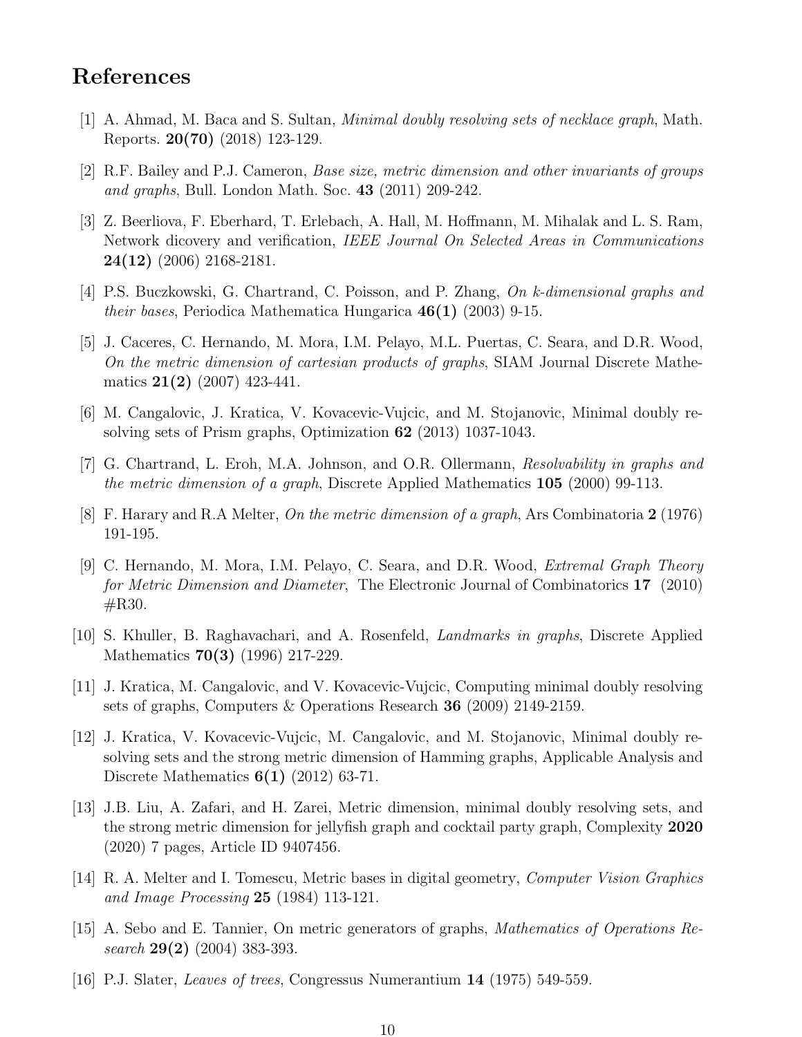# References

[1] A. Ahmad, M. Baca and S. Sultan, *Minimal doubly resolving sets of necklace graph*, Math. Reports. **20(70)** (2018) 123-129.

[2] R.F. Bailey and P.J. Cameron, *Base size, metric dimension and other invariants of groups and graphs*, Bull. London Math. Soc. **43** (2011) 209-242.

[3] Z. Beerliova, F. Eberhard, T. Erlebach, A. Hall, M. Hoffmann, M. Mihalak and L. S. Ram, Network dicovery and verification, *IEEE Journal On Selected Areas in Communications* **24(12)** (2006) 2168-2181.

[4] P.S. Buczkowski, G. Chartrand, C. Poisson, and P. Zhang, *On k-dimensional graphs and their bases*, Periodica Mathematica Hungarica **46(1)** (2003) 9-15.

[5] J. Caceres, C. Hernando, M. Mora, I.M. Pelayo, M.L. Puertas, C. Seara, and D.R. Wood, *On the metric dimension of cartesian products of graphs*, SIAM Journal Discrete Mathematics **21(2)** (2007) 423-441.

[6] M. Cangalovic, J. Kratica, V. Kovacevic-Vujcic, and M. Stojanovic, Minimal doubly resolving sets of Prism graphs, Optimization **62** (2013) 1037-1043.

[7] G. Chartrand, L. Eroh, M.A. Johnson, and O.R. Ollermann, *Resolvability in graphs and the metric dimension of a graph*, Discrete Applied Mathematics **105** (2000) 99-113.

[8] F. Harary and R.A Melter, *On the metric dimension of a graph*, Ars Combinatoria **2** (1976) 191-195.

[9] C. Hernando, M. Mora, I.M. Pelayo, C. Seara, and D.R. Wood, *Extremal Graph Theory for Metric Dimension and Diameter*, The Electronic Journal of Combinatorics **17** (2010) #R30.

[10] S. Khuller, B. Raghavachari, and A. Rosenfeld, *Landmarks in graphs*, Discrete Applied Mathematics **70(3)** (1996) 217-229.

[11] J. Kratica, M. Cangalovic, and V. Kovacevic-Vujcic, Computing minimal doubly resolving sets of graphs, Computers & Operations Research **36** (2009) 2149-2159.

[12] J. Kratica, V. Kovacevic-Vujcic, M. Cangalovic, and M. Stojanovic, Minimal doubly resolving sets and the strong metric dimension of Hamming graphs, Applicable Analysis and Discrete Mathematics **6(1)** (2012) 63-71.

[13] J.B. Liu, A. Zafari, and H. Zarei, Metric dimension, minimal doubly resolving sets, and the strong metric dimension for jellyfish graph and cocktail party graph, Complexity **2020** (2020) 7 pages, Article ID 9407456.

[14] R. A. Melter and I. Tomescu, Metric bases in digital geometry, *Computer Vision Graphics and Image Processing* **25** (1984) 113-121.

[15] A. Sebo and E. Tannier, On metric generators of graphs, *Mathematics of Operations Research* **29(2)** (2004) 383-393.

[16] P.J. Slater, *Leaves of trees*, Congressus Numerantium **14** (1975) 549-559.